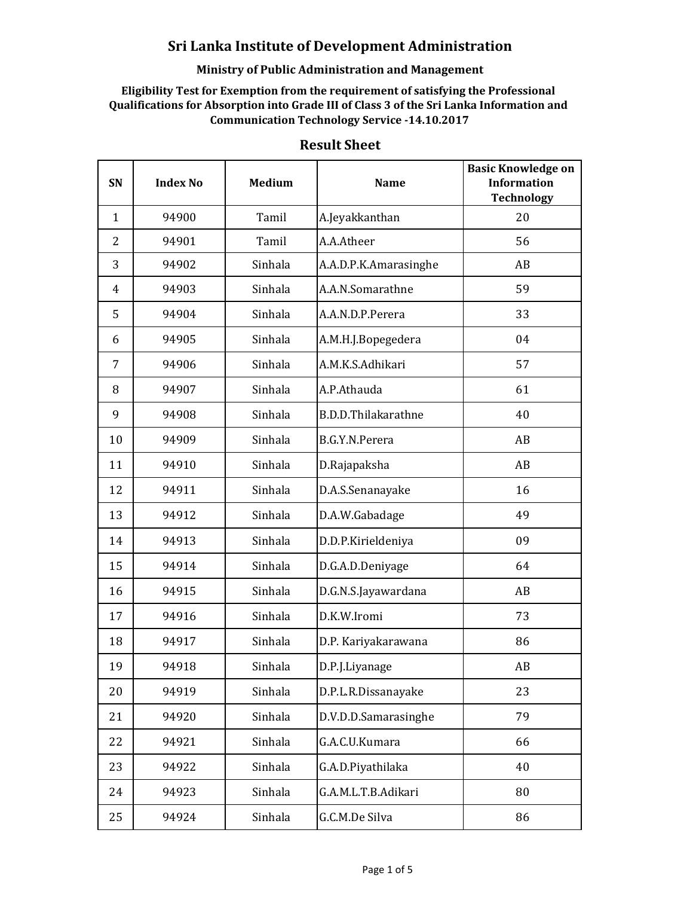# Sri Lanka Institute of Development Administration

**Ministry of Public Administration and Management**

**Eligibility Test for Exemption from the requirement of satisfying the Professional Qualifications for Absorption into Grade III of Class 3 of the Sri Lanka Information and Communication Technology Service -14.10.2017**

## Result Sheet

| SN | Index No | Medium | Name | Basic Knowledge on Information Technology |
|---|---|---|---|---|
| 1 | 94900 | Tamil | A.Jeyakkanthan | 20 |
| 2 | 94901 | Tamil | A.A.Atheer | 56 |
| 3 | 94902 | Sinhala | A.A.D.P.K.Amarasinghe | AB |
| 4 | 94903 | Sinhala | A.A.N.Somarathne | 59 |
| 5 | 94904 | Sinhala | A.A.N.D.P.Perera | 33 |
| 6 | 94905 | Sinhala | A.M.H.J.Bopegedera | 04 |
| 7 | 94906 | Sinhala | A.M.K.S.Adhikari | 57 |
| 8 | 94907 | Sinhala | A.P.Athauda | 61 |
| 9 | 94908 | Sinhala | B.D.D.Thilakarathne | 40 |
| 10 | 94909 | Sinhala | B.G.Y.N.Perera | AB |
| 11 | 94910 | Sinhala | D.Rajapaksha | AB |
| 12 | 94911 | Sinhala | D.A.S.Senanayake | 16 |
| 13 | 94912 | Sinhala | D.A.W.Gabadage | 49 |
| 14 | 94913 | Sinhala | D.D.P.Kirieldeniya | 09 |
| 15 | 94914 | Sinhala | D.G.A.D.Deniyage | 64 |
| 16 | 94915 | Sinhala | D.G.N.S.Jayawardana | AB |
| 17 | 94916 | Sinhala | D.K.W.Iromi | 73 |
| 18 | 94917 | Sinhala | D.P. Kariyakarawana | 86 |
| 19 | 94918 | Sinhala | D.P.J.Liyanage | AB |
| 20 | 94919 | Sinhala | D.P.L.R.Dissanayake | 23 |
| 21 | 94920 | Sinhala | D.V.D.D.Samarasinghe | 79 |
| 22 | 94921 | Sinhala | G.A.C.U.Kumara | 66 |
| 23 | 94922 | Sinhala | G.A.D.Piyathilaka | 40 |
| 24 | 94923 | Sinhala | G.A.M.L.T.B.Adikari | 80 |
| 25 | 94924 | Sinhala | G.C.M.De Silva | 86 |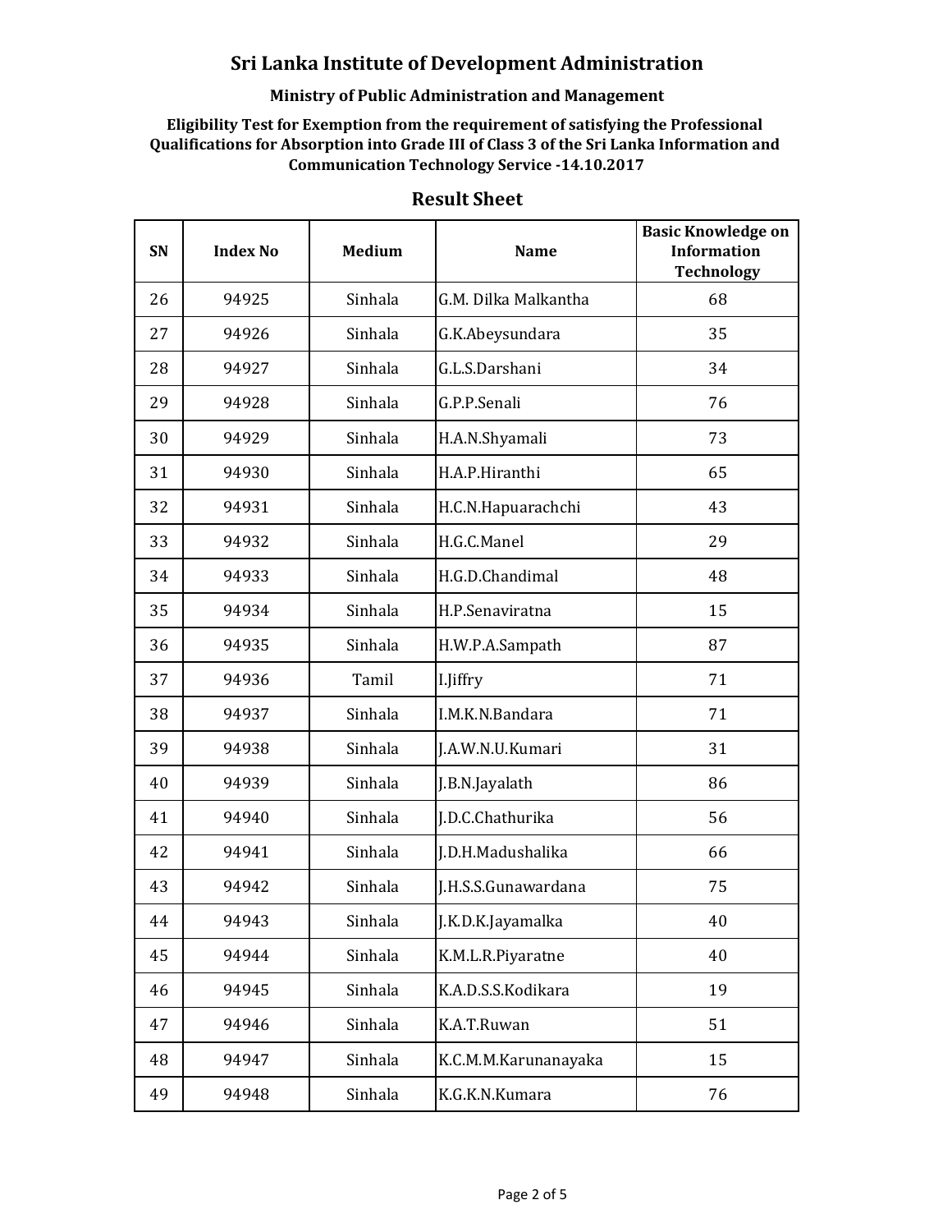# Sri Lanka Institute of Development Administration

**Ministry of Public Administration and Management**

**Eligibility Test for Exemption from the requirement of satisfying the Professional Qualifications for Absorption into Grade III of Class 3 of the Sri Lanka Information and Communication Technology Service -14.10.2017**

## Result Sheet

| SN | Index No | Medium | Name | Basic Knowledge on Information Technology |
|---|---|---|---|---|
| 26 | 94925 | Sinhala | G.M. Dilka Malkantha | 68 |
| 27 | 94926 | Sinhala | G.K.Abeysundara | 35 |
| 28 | 94927 | Sinhala | G.L.S.Darshani | 34 |
| 29 | 94928 | Sinhala | G.P.P.Senali | 76 |
| 30 | 94929 | Sinhala | H.A.N.Shyamali | 73 |
| 31 | 94930 | Sinhala | H.A.P.Hiranthi | 65 |
| 32 | 94931 | Sinhala | H.C.N.Hapuarachchi | 43 |
| 33 | 94932 | Sinhala | H.G.C.Manel | 29 |
| 34 | 94933 | Sinhala | H.G.D.Chandimal | 48 |
| 35 | 94934 | Sinhala | H.P.Senaviratna | 15 |
| 36 | 94935 | Sinhala | H.W.P.A.Sampath | 87 |
| 37 | 94936 | Tamil | I.Jiffry | 71 |
| 38 | 94937 | Sinhala | I.M.K.N.Bandara | 71 |
| 39 | 94938 | Sinhala | J.A.W.N.U.Kumari | 31 |
| 40 | 94939 | Sinhala | J.B.N.Jayalath | 86 |
| 41 | 94940 | Sinhala | J.D.C.Chathurika | 56 |
| 42 | 94941 | Sinhala | J.D.H.Madushalika | 66 |
| 43 | 94942 | Sinhala | J.H.S.S.Gunawardana | 75 |
| 44 | 94943 | Sinhala | J.K.D.K.Jayamalka | 40 |
| 45 | 94944 | Sinhala | K.M.L.R.Piyaratne | 40 |
| 46 | 94945 | Sinhala | K.A.D.S.S.Kodikara | 19 |
| 47 | 94946 | Sinhala | K.A.T.Ruwan | 51 |
| 48 | 94947 | Sinhala | K.C.M.M.Karunanayaka | 15 |
| 49 | 94948 | Sinhala | K.G.K.N.Kumara | 76 |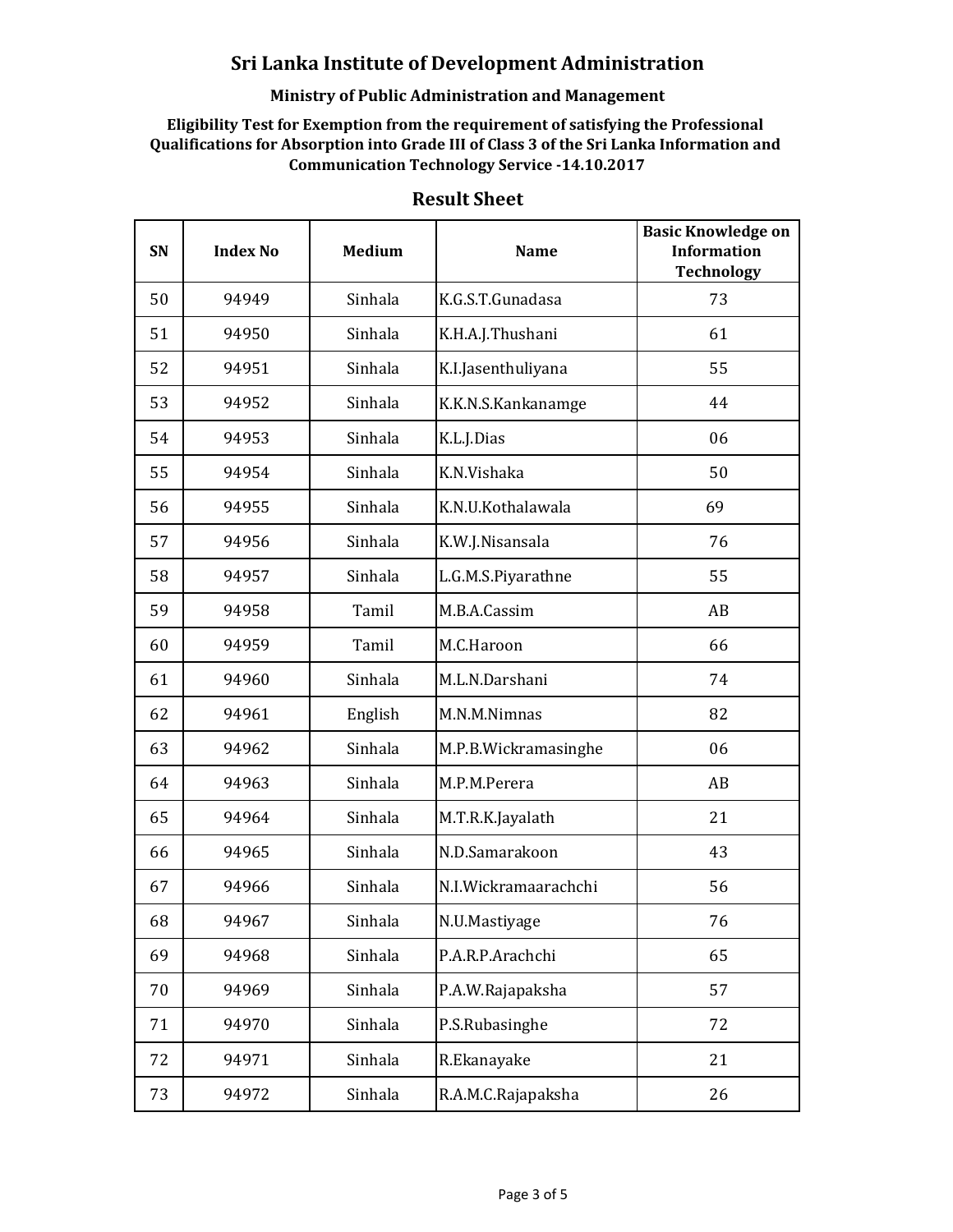# Sri Lanka Institute of Development Administration

**Ministry of Public Administration and Management**

**Eligibility Test for Exemption from the requirement of satisfying the Professional Qualifications for Absorption into Grade III of Class 3 of the Sri Lanka Information and Communication Technology Service -14.10.2017**

## Result Sheet

| SN | Index No | Medium | Name | Basic Knowledge on Information Technology |
|---|---|---|---|---|
| 50 | 94949 | Sinhala | K.G.S.T.Gunadasa | 73 |
| 51 | 94950 | Sinhala | K.H.A.J.Thushani | 61 |
| 52 | 94951 | Sinhala | K.I.Jasenthuliyana | 55 |
| 53 | 94952 | Sinhala | K.K.N.S.Kankanamge | 44 |
| 54 | 94953 | Sinhala | K.L.J.Dias | 06 |
| 55 | 94954 | Sinhala | K.N.Vishaka | 50 |
| 56 | 94955 | Sinhala | K.N.U.Kothalawala | 69 |
| 57 | 94956 | Sinhala | K.W.J.Nisansala | 76 |
| 58 | 94957 | Sinhala | L.G.M.S.Piyarathne | 55 |
| 59 | 94958 | Tamil | M.B.A.Cassim | AB |
| 60 | 94959 | Tamil | M.C.Haroon | 66 |
| 61 | 94960 | Sinhala | M.L.N.Darshani | 74 |
| 62 | 94961 | English | M.N.M.Nimnas | 82 |
| 63 | 94962 | Sinhala | M.P.B.Wickramasinghe | 06 |
| 64 | 94963 | Sinhala | M.P.M.Perera | AB |
| 65 | 94964 | Sinhala | M.T.R.K.Jayalath | 21 |
| 66 | 94965 | Sinhala | N.D.Samarakoon | 43 |
| 67 | 94966 | Sinhala | N.I.Wickramaarachchi | 56 |
| 68 | 94967 | Sinhala | N.U.Mastiyage | 76 |
| 69 | 94968 | Sinhala | P.A.R.P.Arachchi | 65 |
| 70 | 94969 | Sinhala | P.A.W.Rajapaksha | 57 |
| 71 | 94970 | Sinhala | P.S.Rubasinghe | 72 |
| 72 | 94971 | Sinhala | R.Ekanayake | 21 |
| 73 | 94972 | Sinhala | R.A.M.C.Rajapaksha | 26 |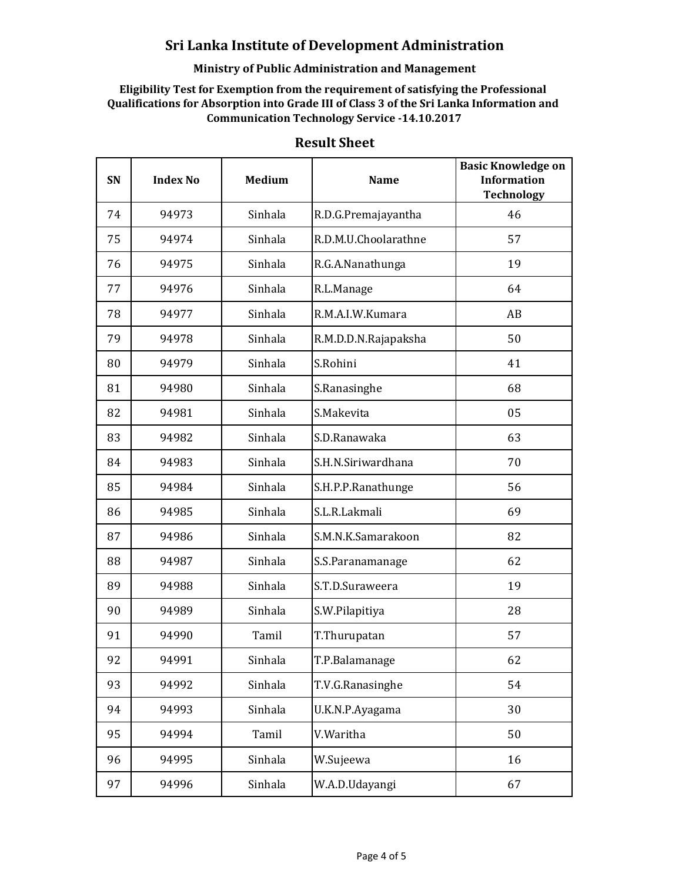# Sri Lanka Institute of Development Administration

**Ministry of Public Administration and Management**

**Eligibility Test for Exemption from the requirement of satisfying the Professional Qualifications for Absorption into Grade III of Class 3 of the Sri Lanka Information and Communication Technology Service -14.10.2017**

## Result Sheet

| SN | Index No | Medium | Name | Basic Knowledge on Information Technology |
|---|---|---|---|---|
| 74 | 94973 | Sinhala | R.D.G.Premajayantha | 46 |
| 75 | 94974 | Sinhala | R.D.M.U.Choolarathne | 57 |
| 76 | 94975 | Sinhala | R.G.A.Nanathunga | 19 |
| 77 | 94976 | Sinhala | R.L.Manage | 64 |
| 78 | 94977 | Sinhala | R.M.A.I.W.Kumara | AB |
| 79 | 94978 | Sinhala | R.M.D.D.N.Rajapaksha | 50 |
| 80 | 94979 | Sinhala | S.Rohini | 41 |
| 81 | 94980 | Sinhala | S.Ranasinghe | 68 |
| 82 | 94981 | Sinhala | S.Makevita | 05 |
| 83 | 94982 | Sinhala | S.D.Ranawaka | 63 |
| 84 | 94983 | Sinhala | S.H.N.Siriwardhana | 70 |
| 85 | 94984 | Sinhala | S.H.P.P.Ranathunge | 56 |
| 86 | 94985 | Sinhala | S.L.R.Lakmali | 69 |
| 87 | 94986 | Sinhala | S.M.N.K.Samarakoon | 82 |
| 88 | 94987 | Sinhala | S.S.Paranamanage | 62 |
| 89 | 94988 | Sinhala | S.T.D.Suraweera | 19 |
| 90 | 94989 | Sinhala | S.W.Pilapitiya | 28 |
| 91 | 94990 | Tamil | T.Thurupatan | 57 |
| 92 | 94991 | Sinhala | T.P.Balamanage | 62 |
| 93 | 94992 | Sinhala | T.V.G.Ranasinghe | 54 |
| 94 | 94993 | Sinhala | U.K.N.P.Ayagama | 30 |
| 95 | 94994 | Tamil | V.Waritha | 50 |
| 96 | 94995 | Sinhala | W.Sujeewa | 16 |
| 97 | 94996 | Sinhala | W.A.D.Udayangi | 67 |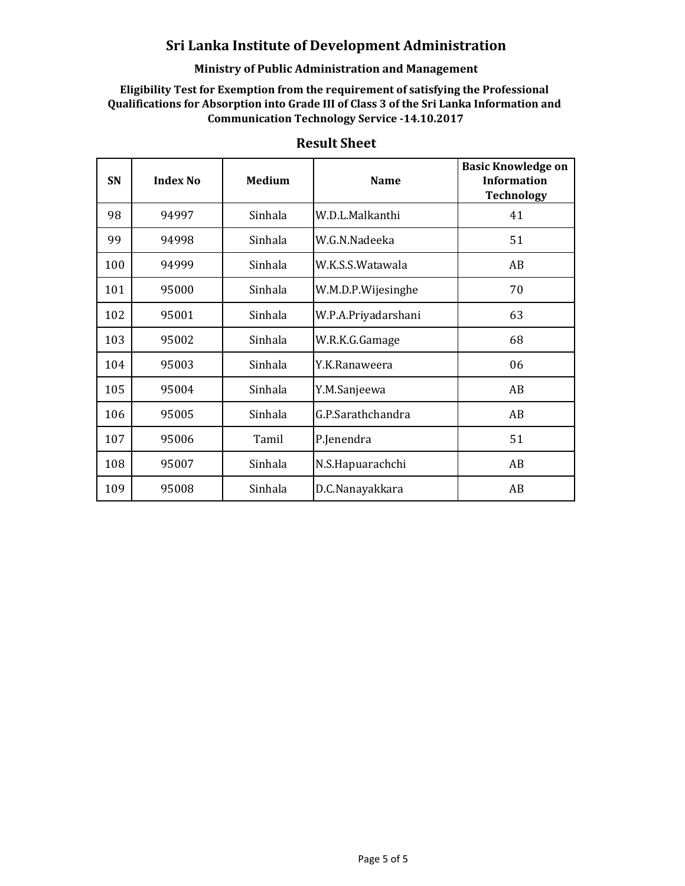# Sri Lanka Institute of Development Administration

**Ministry of Public Administration and Management**

**Eligibility Test for Exemption from the requirement of satisfying the Professional Qualifications for Absorption into Grade III of Class 3 of the Sri Lanka Information and Communication Technology Service -14.10.2017**

## Result Sheet

| SN | Index No | Medium | Name | Basic Knowledge on Information Technology |
|---|---|---|---|---|
| 98 | 94997 | Sinhala | W.D.L.Malkanthi | 41 |
| 99 | 94998 | Sinhala | W.G.N.Nadeeka | 51 |
| 100 | 94999 | Sinhala | W.K.S.S.Watawala | AB |
| 101 | 95000 | Sinhala | W.M.D.P.Wijesinghe | 70 |
| 102 | 95001 | Sinhala | W.P.A.Priyadarshani | 63 |
| 103 | 95002 | Sinhala | W.R.K.G.Gamage | 68 |
| 104 | 95003 | Sinhala | Y.K.Ranaweera | 06 |
| 105 | 95004 | Sinhala | Y.M.Sanjeewa | AB |
| 106 | 95005 | Sinhala | G.P.Sarathchandra | AB |
| 107 | 95006 | Tamil | P.Jenendra | 51 |
| 108 | 95007 | Sinhala | N.S.Hapuarachchi | AB |
| 109 | 95008 | Sinhala | D.C.Nanayakkara | AB |